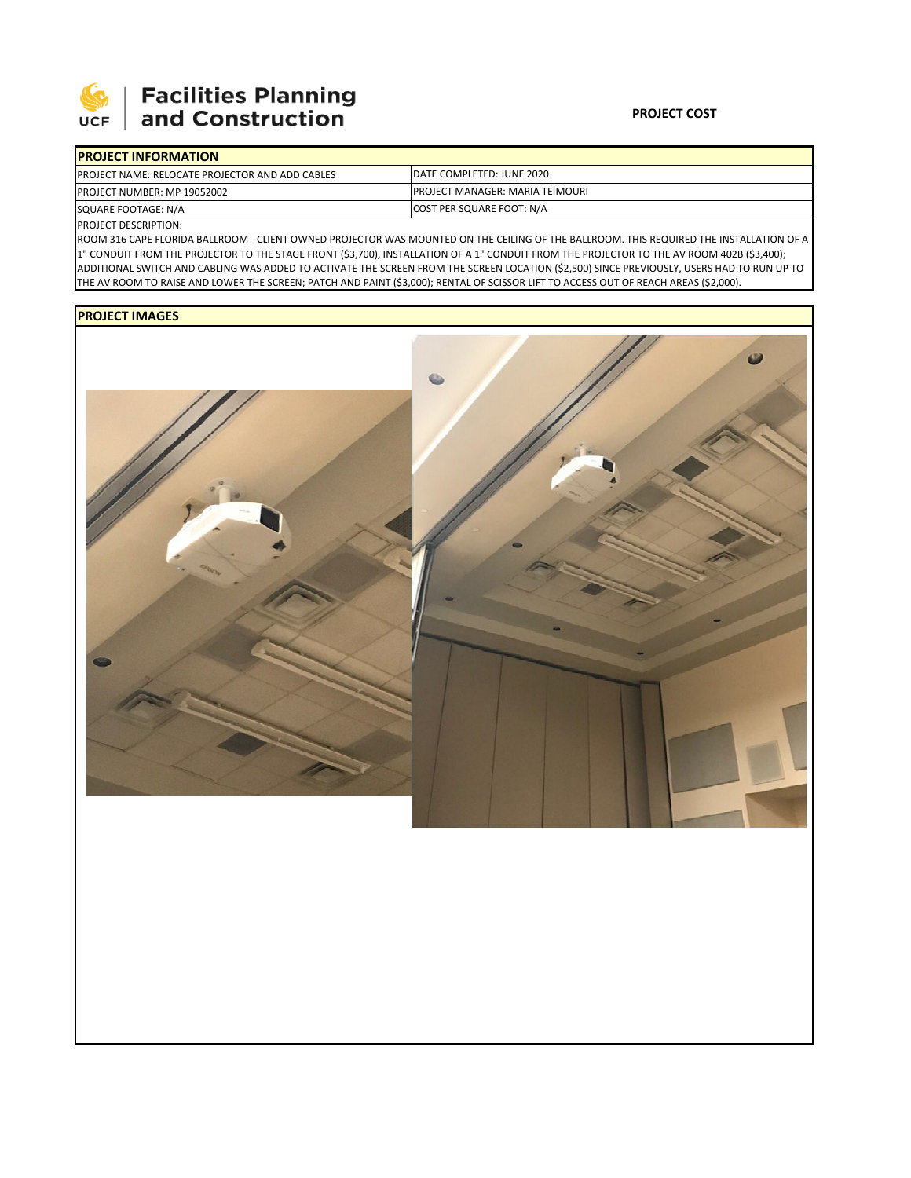**Facilities Planning and Construction**

**PROJECT COST**

| **PROJECT INFORMATION** | |
|---|---|
| PROJECT NAME: RELOCATE PROJECTOR AND ADD CABLES | DATE COMPLETED: JUNE 2020 |
| PROJECT NUMBER: MP 19052002 | PROJECT MANAGER: MARIA TEIMOURI |
| SQUARE FOOTAGE: N/A | COST PER SQUARE FOOT: N/A |

PROJECT DESCRIPTION:

ROOM 316 CAPE FLORIDA BALLROOM - CLIENT OWNED PROJECTOR WAS MOUNTED ON THE CEILING OF THE BALLROOM. THIS REQUIRED THE INSTALLATION OF A 1" CONDUIT FROM THE PROJECTOR TO THE STAGE FRONT ($3,700), INSTALLATION OF A 1" CONDUIT FROM THE PROJECTOR TO THE AV ROOM 402B ($3,400); ADDITIONAL SWITCH AND CABLING WAS ADDED TO ACTIVATE THE SCREEN FROM THE SCREEN LOCATION ($2,500) SINCE PREVIOUSLY, USERS HAD TO RUN UP TO THE AV ROOM TO RAISE AND LOWER THE SCREEN; PATCH AND PAINT ($3,000); RENTAL OF SCISSOR LIFT TO ACCESS OUT OF REACH AREAS ($2,000).

**PROJECT IMAGES**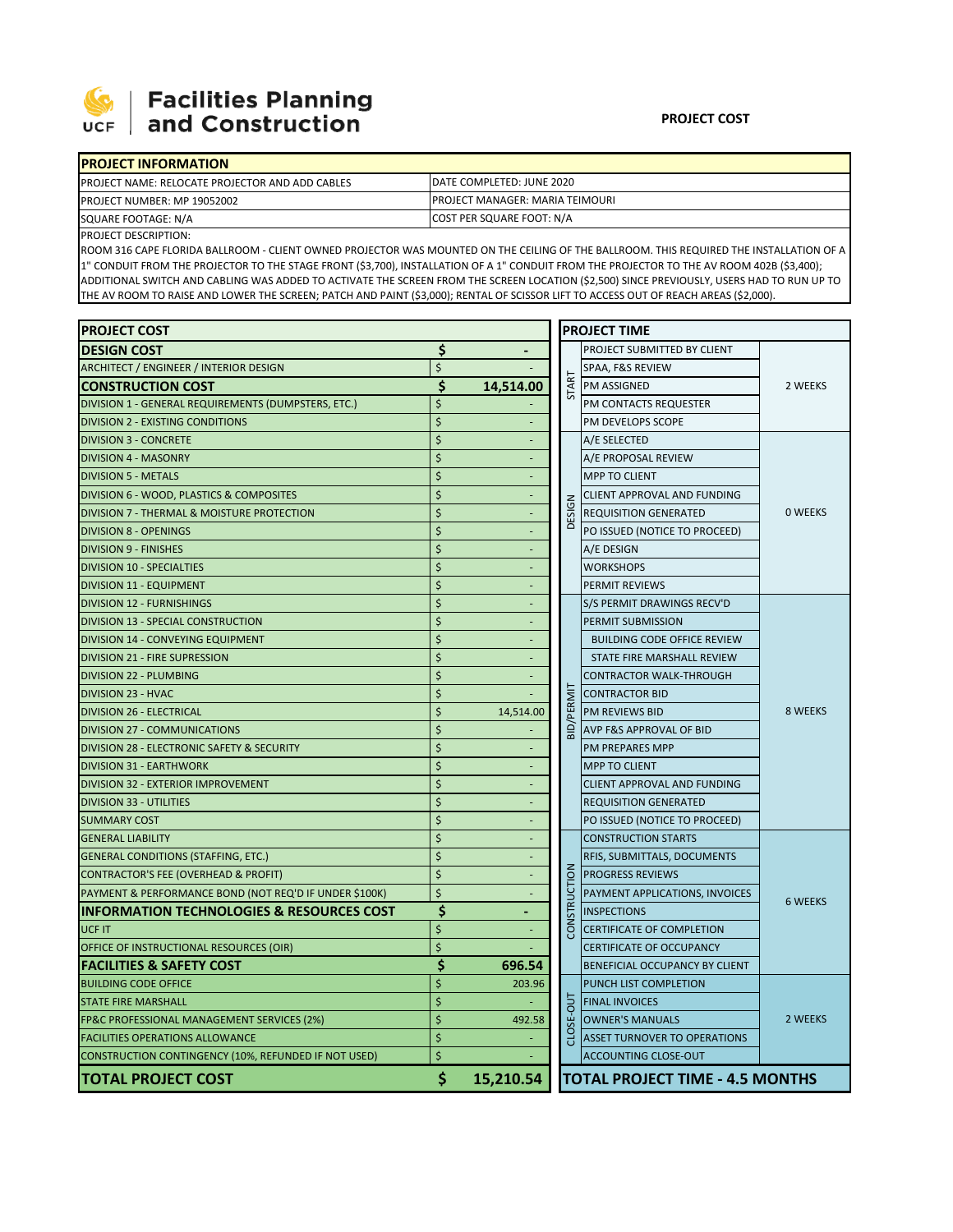Facilities Planning and Construction

**PROJECT COST**

| PROJECT INFORMATION | |
|---|---|
| PROJECT NAME: RELOCATE PROJECTOR AND ADD CABLES | DATE COMPLETED: JUNE 2020 |
| PROJECT NUMBER: MP 19052002 | PROJECT MANAGER: MARIA TEIMOURI |
| SQUARE FOOTAGE: N/A | COST PER SQUARE FOOT: N/A |

PROJECT DESCRIPTION:
ROOM 316 CAPE FLORIDA BALLROOM - CLIENT OWNED PROJECTOR WAS MOUNTED ON THE CEILING OF THE BALLROOM. THIS REQUIRED THE INSTALLATION OF A 1" CONDUIT FROM THE PROJECTOR TO THE STAGE FRONT ($3,700), INSTALLATION OF A 1" CONDUIT FROM THE PROJECTOR TO THE AV ROOM 402B ($3,400); ADDITIONAL SWITCH AND CABLING WAS ADDED TO ACTIVATE THE SCREEN FROM THE SCREEN LOCATION ($2,500) SINCE PREVIOUSLY, USERS HAD TO RUN UP TO THE AV ROOM TO RAISE AND LOWER THE SCREEN; PATCH AND PAINT ($3,000); RENTAL OF SCISSOR LIFT TO ACCESS OUT OF REACH AREAS ($2,000).

| PROJECT COST | |
|---|---|
| **DESIGN COST** | **$ -** |
| ARCHITECT / ENGINEER / INTERIOR DESIGN | $ - |
| **CONSTRUCTION COST** | **$ 14,514.00** |
| DIVISION 1 - GENERAL REQUIREMENTS (DUMPSTERS, ETC.) | $ - |
| DIVISION 2 - EXISTING CONDITIONS | $ - |
| DIVISION 3 - CONCRETE | $ - |
| DIVISION 4 - MASONRY | $ - |
| DIVISION 5 - METALS | $ - |
| DIVISION 6 - WOOD, PLASTICS & COMPOSITES | $ - |
| DIVISION 7 - THERMAL & MOISTURE PROTECTION | $ - |
| DIVISION 8 - OPENINGS | $ - |
| DIVISION 9 - FINISHES | $ - |
| DIVISION 10 - SPECIALTIES | $ - |
| DIVISION 11 - EQUIPMENT | $ - |
| DIVISION 12 - FURNISHINGS | $ - |
| DIVISION 13 - SPECIAL CONSTRUCTION | $ - |
| DIVISION 14 - CONVEYING EQUIPMENT | $ - |
| DIVISION 21 - FIRE SUPRESSION | $ - |
| DIVISION 22 - PLUMBING | $ - |
| DIVISION 23 - HVAC | $ - |
| DIVISION 26 - ELECTRICAL | $ 14,514.00 |
| DIVISION 27 - COMMUNICATIONS | $ - |
| DIVISION 28 - ELECTRONIC SAFETY & SECURITY | $ - |
| DIVISION 31 - EARTHWORK | $ - |
| DIVISION 32 - EXTERIOR IMPROVEMENT | $ - |
| DIVISION 33 - UTILITIES | $ - |
| SUMMARY COST | $ - |
| GENERAL LIABILITY | $ - |
| GENERAL CONDITIONS (STAFFING, ETC.) | $ - |
| CONTRACTOR'S FEE (OVERHEAD & PROFIT) | $ - |
| PAYMENT & PERFORMANCE BOND (NOT REQ'D IF UNDER $100K) | $ - |
| **INFORMATION TECHNOLOGIES & RESOURCES COST** | **$ -** |
| UCF IT | $ - |
| OFFICE OF INSTRUCTIONAL RESOURCES (OIR) | $ - |
| **FACILITIES & SAFETY COST** | **$ 696.54** |
| BUILDING CODE OFFICE | $ 203.96 |
| STATE FIRE MARSHALL | $ - |
| FP&C PROFESSIONAL MANAGEMENT SERVICES (2%) | $ 492.58 |
| FACILITIES OPERATIONS ALLOWANCE | $ - |
| CONSTRUCTION CONTINGENCY (10%, REFUNDED IF NOT USED) | $ - |
| **TOTAL PROJECT COST** | **$ 15,210.54** |

| PROJECT TIME | | |
|---|---|---|
| START | PROJECT SUBMITTED BY CLIENT | 2 WEEKS |
| | SPAA, F&S REVIEW | |
| | PM ASSIGNED | |
| | PM CONTACTS REQUESTER | |
| | PM DEVELOPS SCOPE | |
| DESIGN | A/E SELECTED | 0 WEEKS |
| | A/E PROPOSAL REVIEW | |
| | MPP TO CLIENT | |
| | CLIENT APPROVAL AND FUNDING | |
| | REQUISITION GENERATED | |
| | PO ISSUED (NOTICE TO PROCEED) | |
| | A/E DESIGN | |
| | WORKSHOPS | |
| | PERMIT REVIEWS | |
| BID/PERMIT | S/S PERMIT DRAWINGS RECV'D | 8 WEEKS |
| | PERMIT SUBMISSION | |
| | BUILDING CODE OFFICE REVIEW | |
| | STATE FIRE MARSHALL REVIEW | |
| | CONTRACTOR WALK-THROUGH | |
| | CONTRACTOR BID | |
| | PM REVIEWS BID | |
| | AVP F&S APPROVAL OF BID | |
| | PM PREPARES MPP | |
| | MPP TO CLIENT | |
| | CLIENT APPROVAL AND FUNDING | |
| | REQUISITION GENERATED | |
| | PO ISSUED (NOTICE TO PROCEED) | |
| CONSTRUCTION | CONSTRUCTION STARTS | 6 WEEKS |
| | RFIS, SUBMITTALS, DOCUMENTS | |
| | PROGRESS REVIEWS | |
| | PAYMENT APPLICATIONS, INVOICES | |
| | INSPECTIONS | |
| | CERTIFICATE OF COMPLETION | |
| | CERTIFICATE OF OCCUPANCY | |
| | BENEFICIAL OCCUPANCY BY CLIENT | |
| CLOSE-OUT | PUNCH LIST COMPLETION | 2 WEEKS |
| | FINAL INVOICES | |
| | OWNER'S MANUALS | |
| | ASSET TURNOVER TO OPERATIONS | |
| | ACCOUNTING CLOSE-OUT | |
| **TOTAL PROJECT TIME - 4.5 MONTHS** | | |